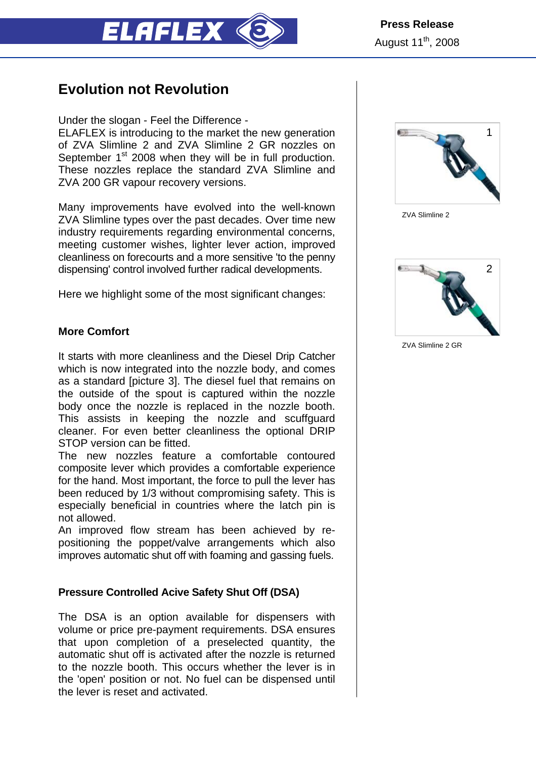**Press Release**
August 11th, 2008

# Evolution not Revolution

Under the slogan - Feel the Difference -
ELAFLEX is introducing to the market the new generation of ZVA Slimline 2 and ZVA Slimline 2 GR nozzles on September 1st 2008 when they will be in full production. These nozzles replace the standard ZVA Slimline and ZVA 200 GR vapour recovery versions.

Many improvements have evolved into the well-known ZVA Slimline types over the past decades. Over time new industry requirements regarding environmental concerns, meeting customer wishes, lighter lever action, improved cleanliness on forecourts and a more sensitive 'to the penny dispensing' control involved further radical developments.

Here we highlight some of the most significant changes:

### More Comfort

It starts with more cleanliness and the Diesel Drip Catcher which is now integrated into the nozzle body, and comes as a standard [picture 3]. The diesel fuel that remains on the outside of the spout is captured within the nozzle body once the nozzle is replaced in the nozzle booth. This assists in keeping the nozzle and scuffguard cleaner. For even better cleanliness the optional DRIP STOP version can be fitted.
The new nozzles feature a comfortable contoured composite lever which provides a comfortable experience for the hand. Most important, the force to pull the lever has been reduced by 1/3 without compromising safety. This is especially beneficial in countries where the latch pin is not allowed.
An improved flow stream has been achieved by re-positioning the poppet/valve arrangements which also improves automatic shut off with foaming and gassing fuels.

### Pressure Controlled Acive Safety Shut Off (DSA)

The DSA is an option available for dispensers with volume or price pre-payment requirements. DSA ensures that upon completion of a preselected quantity, the automatic shut off is activated after the nozzle is returned to the nozzle booth. This occurs whether the lever is in the 'open' position or not. No fuel can be dispensed until the lever is reset and activated.

1

ZVA Slimline 2

2

ZVA Slimline 2 GR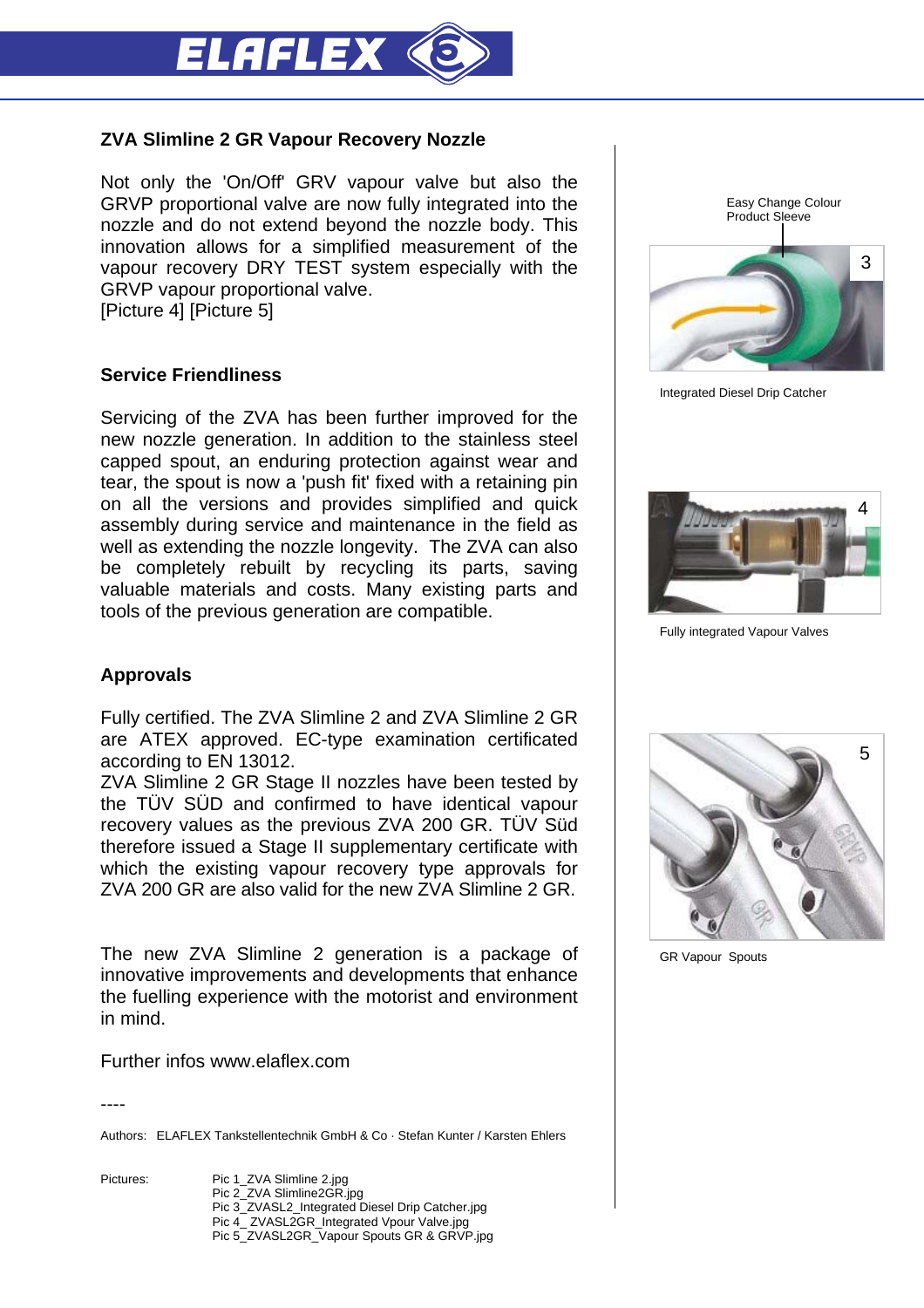## ZVA Slimline 2 GR Vapour Recovery Nozzle

Not only the 'On/Off' GRV vapour valve but also the GRVP proportional valve are now fully integrated into the nozzle and do not extend beyond the nozzle body. This innovation allows for a simplified measurement of the vapour recovery DRY TEST system especially with the GRVP vapour proportional valve.
[Picture 4] [Picture 5]

## Service Friendliness

Servicing of the ZVA has been further improved for the new nozzle generation. In addition to the stainless steel capped spout, an enduring protection against wear and tear, the spout is now a 'push fit' fixed with a retaining pin on all the versions and provides simplified and quick assembly during service and maintenance in the field as well as extending the nozzle longevity. The ZVA can also be completely rebuilt by recycling its parts, saving valuable materials and costs. Many existing parts and tools of the previous generation are compatible.

## Approvals

Fully certified. The ZVA Slimline 2 and ZVA Slimline 2 GR are ATEX approved. EC-type examination certificated according to EN 13012.
ZVA Slimline 2 GR Stage II nozzles have been tested by the TÜV SÜD and confirmed to have identical vapour recovery values as the previous ZVA 200 GR. TÜV Süd therefore issued a Stage II supplementary certificate with which the existing vapour recovery type approvals for ZVA 200 GR are also valid for the new ZVA Slimline 2 GR.

The new ZVA Slimline 2 generation is a package of innovative improvements and developments that enhance the fuelling experience with the motorist and environment in mind.

Further infos www.elaflex.com

----

Authors: ELAFLEX Tankstellentechnik GmbH & Co · Stefan Kunter / Karsten Ehlers

Pictures:
Pic 1_ZVA Slimline 2.jpg
Pic 2_ZVA Slimline2GR.jpg
Pic 3_ZVASL2_Integrated Diesel Drip Catcher.jpg
Pic 4_ ZVASL2GR_Integrated Vpour Valve.jpg
Pic 5_ZVASL2GR_Vapour Spouts GR & GRVP.jpg

Easy Change Colour Product Sleeve

3

Integrated Diesel Drip Catcher

4

Fully integrated Vapour Valves

5

GR Vapour Spouts